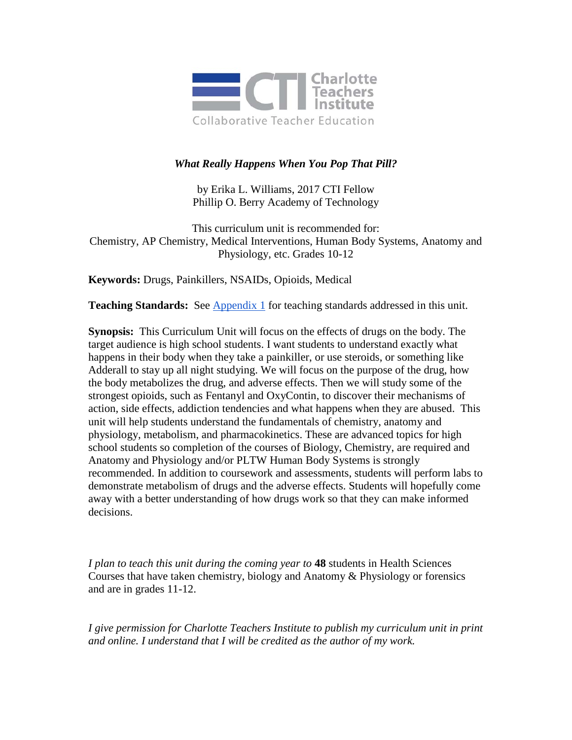Charlotte Teachers Institute

Collaborative Teacher Education

# *What Really Happens When You Pop That Pill?*

by Erika L. Williams, 2017 CTI Fellow
Phillip O. Berry Academy of Technology

This curriculum unit is recommended for:
Chemistry, AP Chemistry, Medical Interventions, Human Body Systems, Anatomy and Physiology, etc. Grades 10-12

**Keywords:** Drugs, Painkillers, NSAIDs, Opioids, Medical

**Teaching Standards:** See Appendix 1 for teaching standards addressed in this unit.

**Synopsis:** This Curriculum Unit will focus on the effects of drugs on the body. The target audience is high school students. I want students to understand exactly what happens in their body when they take a painkiller, or use steroids, or something like Adderall to stay up all night studying. We will focus on the purpose of the drug, how the body metabolizes the drug, and adverse effects. Then we will study some of the strongest opioids, such as Fentanyl and OxyContin, to discover their mechanisms of action, side effects, addiction tendencies and what happens when they are abused. This unit will help students understand the fundamentals of chemistry, anatomy and physiology, metabolism, and pharmacokinetics. These are advanced topics for high school students so completion of the courses of Biology, Chemistry, are required and Anatomy and Physiology and/or PLTW Human Body Systems is strongly recommended. In addition to coursework and assessments, students will perform labs to demonstrate metabolism of drugs and the adverse effects. Students will hopefully come away with a better understanding of how drugs work so that they can make informed decisions.

*I plan to teach this unit during the coming year to* **48** students in Health Sciences Courses that have taken chemistry, biology and Anatomy & Physiology or forensics and are in grades 11-12.

*I give permission for Charlotte Teachers Institute to publish my curriculum unit in print and online. I understand that I will be credited as the author of my work.*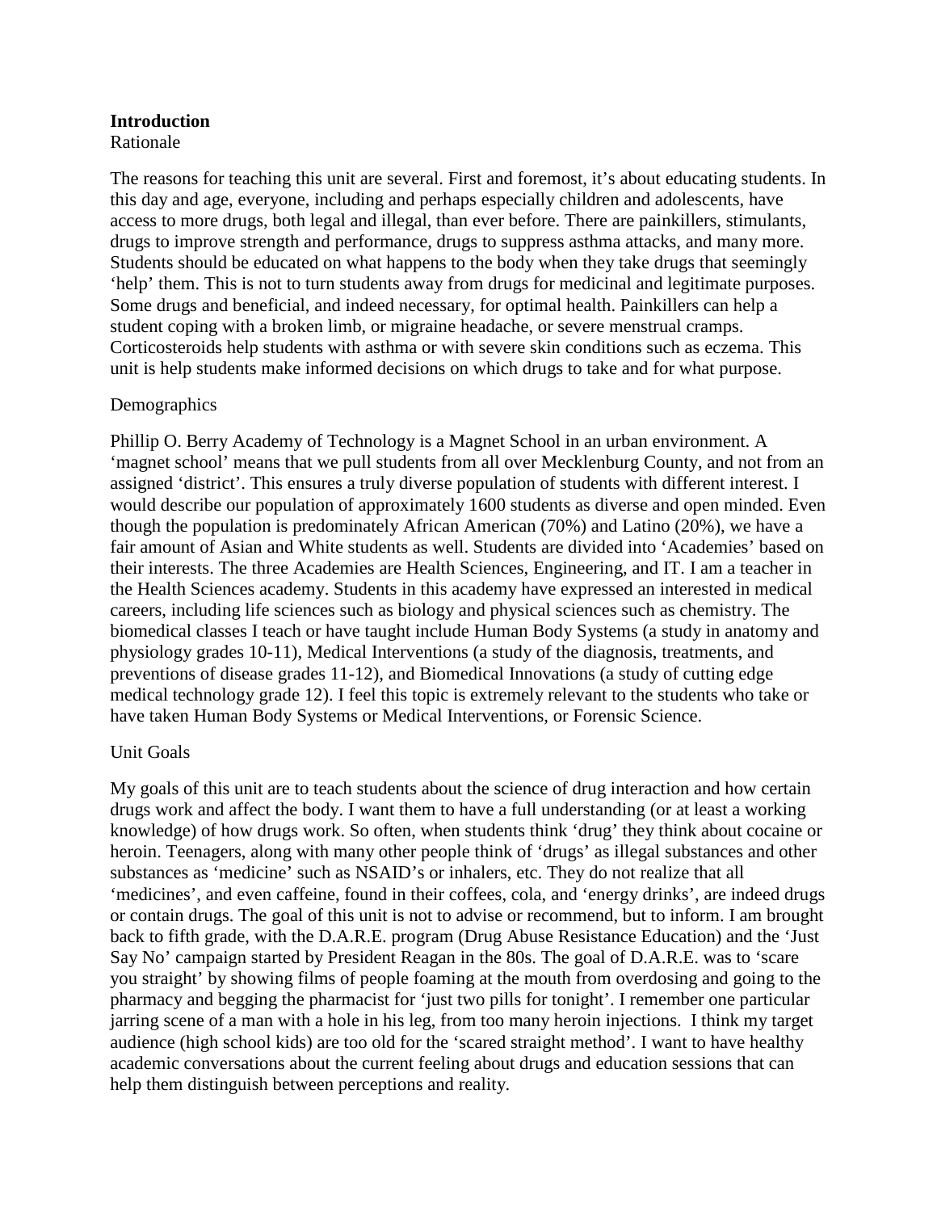**Introduction**

Rationale

The reasons for teaching this unit are several. First and foremost, it's about educating students. In this day and age, everyone, including and perhaps especially children and adolescents, have access to more drugs, both legal and illegal, than ever before. There are painkillers, stimulants, drugs to improve strength and performance, drugs to suppress asthma attacks, and many more. Students should be educated on what happens to the body when they take drugs that seemingly 'help' them. This is not to turn students away from drugs for medicinal and legitimate purposes. Some drugs and beneficial, and indeed necessary, for optimal health. Painkillers can help a student coping with a broken limb, or migraine headache, or severe menstrual cramps. Corticosteroids help students with asthma or with severe skin conditions such as eczema. This unit is help students make informed decisions on which drugs to take and for what purpose.

Demographics

Phillip O. Berry Academy of Technology is a Magnet School in an urban environment. A 'magnet school' means that we pull students from all over Mecklenburg County, and not from an assigned 'district'. This ensures a truly diverse population of students with different interest. I would describe our population of approximately 1600 students as diverse and open minded. Even though the population is predominately African American (70%) and Latino (20%), we have a fair amount of Asian and White students as well. Students are divided into 'Academies' based on their interests. The three Academies are Health Sciences, Engineering, and IT. I am a teacher in the Health Sciences academy. Students in this academy have expressed an interested in medical careers, including life sciences such as biology and physical sciences such as chemistry. The biomedical classes I teach or have taught include Human Body Systems (a study in anatomy and physiology grades 10-11), Medical Interventions (a study of the diagnosis, treatments, and preventions of disease grades 11-12), and Biomedical Innovations (a study of cutting edge medical technology grade 12). I feel this topic is extremely relevant to the students who take or have taken Human Body Systems or Medical Interventions, or Forensic Science.

Unit Goals

My goals of this unit are to teach students about the science of drug interaction and how certain drugs work and affect the body. I want them to have a full understanding (or at least a working knowledge) of how drugs work. So often, when students think 'drug' they think about cocaine or heroin. Teenagers, along with many other people think of 'drugs' as illegal substances and other substances as 'medicine' such as NSAID's or inhalers, etc. They do not realize that all 'medicines', and even caffeine, found in their coffees, cola, and 'energy drinks', are indeed drugs or contain drugs. The goal of this unit is not to advise or recommend, but to inform. I am brought back to fifth grade, with the D.A.R.E. program (Drug Abuse Resistance Education) and the 'Just Say No' campaign started by President Reagan in the 80s. The goal of D.A.R.E. was to 'scare you straight' by showing films of people foaming at the mouth from overdosing and going to the pharmacy and begging the pharmacist for 'just two pills for tonight'. I remember one particular jarring scene of a man with a hole in his leg, from too many heroin injections. I think my target audience (high school kids) are too old for the 'scared straight method'. I want to have healthy academic conversations about the current feeling about drugs and education sessions that can help them distinguish between perceptions and reality.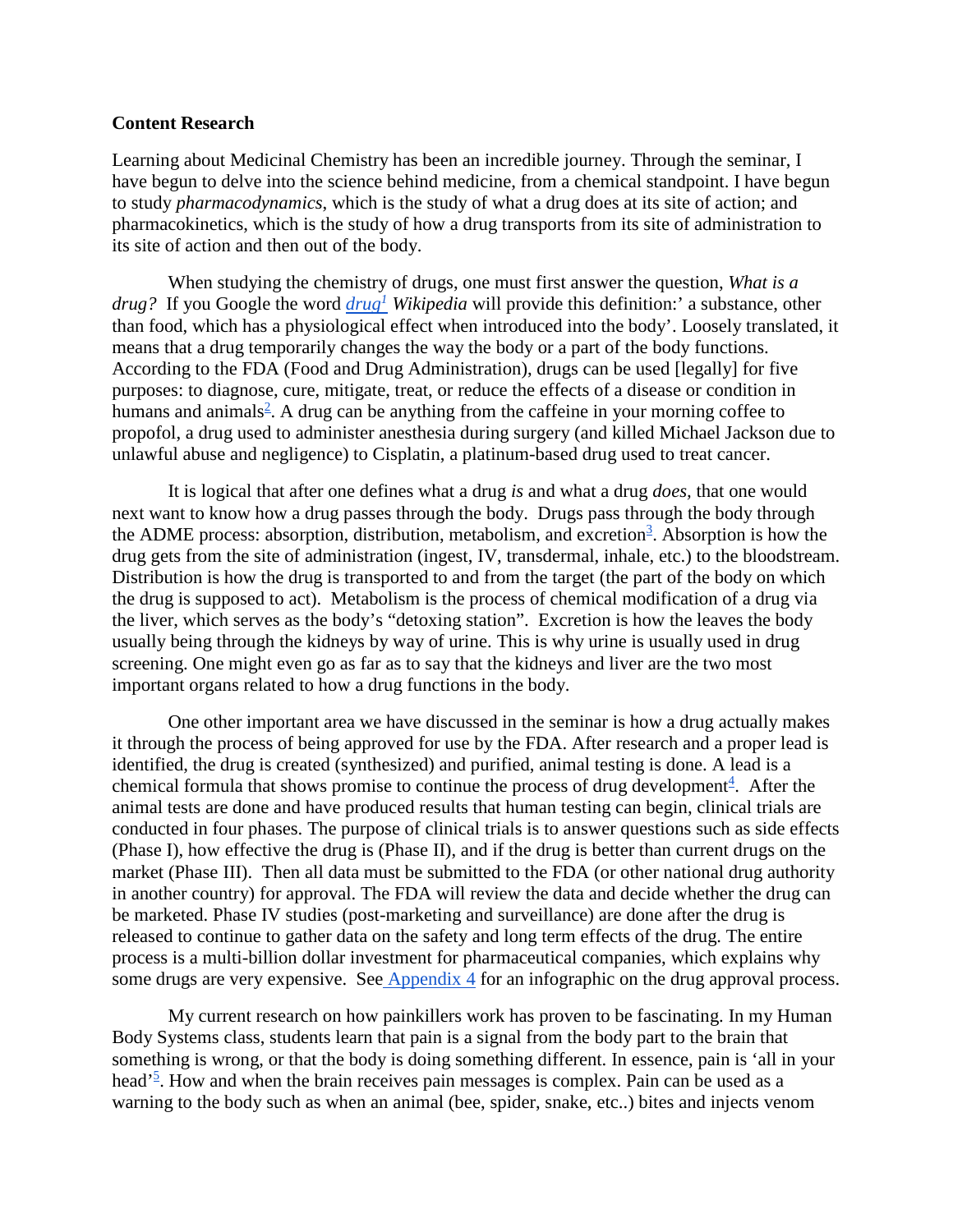**Content Research**

Learning about Medicinal Chemistry has been an incredible journey. Through the seminar, I have begun to delve into the science behind medicine, from a chemical standpoint. I have begun to study *pharmacodynamics*, which is the study of what a drug does at its site of action; and pharmacokinetics, which is the study of how a drug transports from its site of administration to its site of action and then out of the body.

When studying the chemistry of drugs, one must first answer the question, *What is a drug?* If you Google the word *drug*[1] *Wikipedia* will provide this definition:' a substance, other than food, which has a physiological effect when introduced into the body'. Loosely translated, it means that a drug temporarily changes the way the body or a part of the body functions. According to the FDA (Food and Drug Administration), drugs can be used [legally] for five purposes: to diagnose, cure, mitigate, treat, or reduce the effects of a disease or condition in humans and animals[2]. A drug can be anything from the caffeine in your morning coffee to propofol, a drug used to administer anesthesia during surgery (and killed Michael Jackson due to unlawful abuse and negligence) to Cisplatin, a platinum-based drug used to treat cancer.

It is logical that after one defines what a drug *is* and what a drug *does*, that one would next want to know how a drug passes through the body. Drugs pass through the body through the ADME process: absorption, distribution, metabolism, and excretion[3]. Absorption is how the drug gets from the site of administration (ingest, IV, transdermal, inhale, etc.) to the bloodstream. Distribution is how the drug is transported to and from the target (the part of the body on which the drug is supposed to act). Metabolism is the process of chemical modification of a drug via the liver, which serves as the body's "detoxing station". Excretion is how the leaves the body usually being through the kidneys by way of urine. This is why urine is usually used in drug screening. One might even go as far as to say that the kidneys and liver are the two most important organs related to how a drug functions in the body.

One other important area we have discussed in the seminar is how a drug actually makes it through the process of being approved for use by the FDA. After research and a proper lead is identified, the drug is created (synthesized) and purified, animal testing is done. A lead is a chemical formula that shows promise to continue the process of drug development[4]. After the animal tests are done and have produced results that human testing can begin, clinical trials are conducted in four phases. The purpose of clinical trials is to answer questions such as side effects (Phase I), how effective the drug is (Phase II), and if the drug is better than current drugs on the market (Phase III). Then all data must be submitted to the FDA (or other national drug authority in another country) for approval. The FDA will review the data and decide whether the drug can be marketed. Phase IV studies (post-marketing and surveillance) are done after the drug is released to continue to gather data on the safety and long term effects of the drug. The entire process is a multi-billion dollar investment for pharmaceutical companies, which explains why some drugs are very expensive. See Appendix 4 for an infographic on the drug approval process.

My current research on how painkillers work has proven to be fascinating. In my Human Body Systems class, students learn that pain is a signal from the body part to the brain that something is wrong, or that the body is doing something different. In essence, pain is 'all in your head'[5]. How and when the brain receives pain messages is complex. Pain can be used as a warning to the body such as when an animal (bee, spider, snake, etc..) bites and injects venom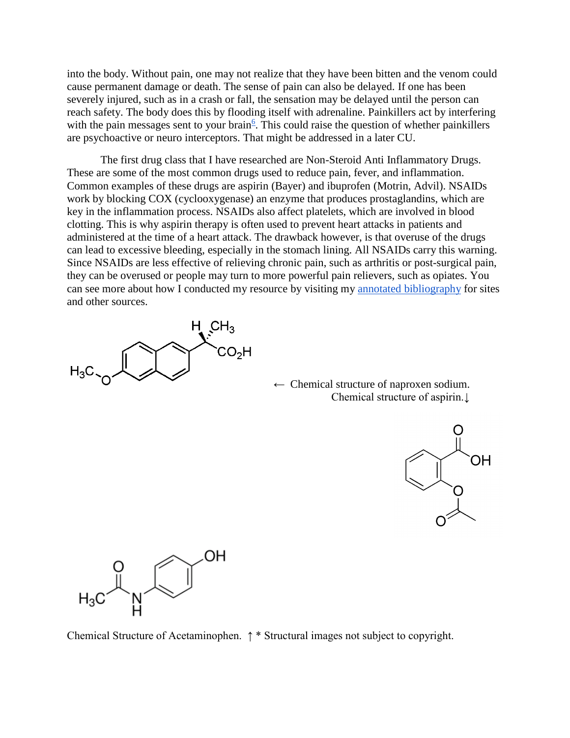into the body. Without pain, one may not realize that they have been bitten and the venom could cause permanent damage or death. The sense of pain can also be delayed. If one has been severely injured, such as in a crash or fall, the sensation may be delayed until the person can reach safety. The body does this by flooding itself with adrenaline. Painkillers act by interfering with the pain messages sent to your brain[6]. This could raise the question of whether painkillers are psychoactive or neuro interceptors. That might be addressed in a later CU.

The first drug class that I have researched are Non-Steroid Anti Inflammatory Drugs. These are some of the most common drugs used to reduce pain, fever, and inflammation. Common examples of these drugs are aspirin (Bayer) and ibuprofen (Motrin, Advil). NSAIDs work by blocking COX (cyclooxygenase) an enzyme that produces prostaglandins, which are key in the inflammation process. NSAIDs also affect platelets, which are involved in blood clotting. This is why aspirin therapy is often used to prevent heart attacks in patients and administered at the time of a heart attack. The drawback however, is that overuse of the drugs can lead to excessive bleeding, especially in the stomach lining. All NSAIDs carry this warning. Since NSAIDs are less effective of relieving chronic pain, such as arthritis or post-surgical pain, they can be overused or people may turn to more powerful pain relievers, such as opiates. You can see more about how I conducted my resource by visiting my annotated bibliography for sites and other sources.

← Chemical structure of naproxen sodium.

Chemical structure of aspirin.↓

Chemical Structure of Acetaminophen. ↑ * Structural images not subject to copyright.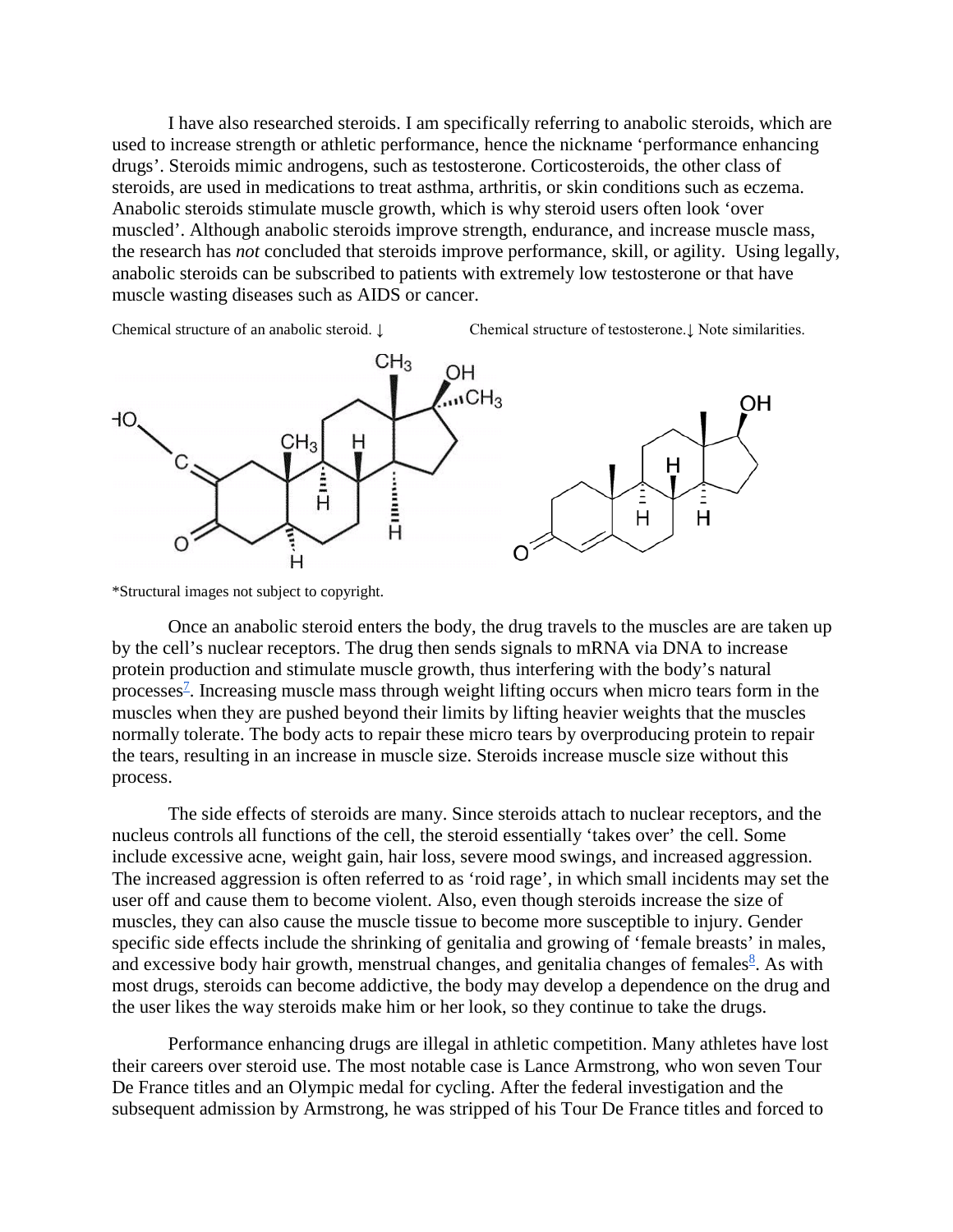I have also researched steroids. I am specifically referring to anabolic steroids, which are used to increase strength or athletic performance, hence the nickname 'performance enhancing drugs'. Steroids mimic androgens, such as testosterone. Corticosteroids, the other class of steroids, are used in medications to treat asthma, arthritis, or skin conditions such as eczema. Anabolic steroids stimulate muscle growth, which is why steroid users often look 'over muscled'. Although anabolic steroids improve strength, endurance, and increase muscle mass, the research has *not* concluded that steroids improve performance, skill, or agility. Using legally, anabolic steroids can be subscribed to patients with extremely low testosterone or that have muscle wasting diseases such as AIDS or cancer.

Chemical structure of an anabolic steroid. ↓ Chemical structure of testosterone.↓ Note similarities.

*Structural images not subject to copyright.

Once an anabolic steroid enters the body, the drug travels to the muscles are are taken up by the cell's nuclear receptors. The drug then sends signals to mRNA via DNA to increase protein production and stimulate muscle growth, thus interfering with the body's natural processes[7]. Increasing muscle mass through weight lifting occurs when micro tears form in the muscles when they are pushed beyond their limits by lifting heavier weights that the muscles normally tolerate. The body acts to repair these micro tears by overproducing protein to repair the tears, resulting in an increase in muscle size. Steroids increase muscle size without this process.

The side effects of steroids are many. Since steroids attach to nuclear receptors, and the nucleus controls all functions of the cell, the steroid essentially 'takes over' the cell. Some include excessive acne, weight gain, hair loss, severe mood swings, and increased aggression. The increased aggression is often referred to as 'roid rage', in which small incidents may set the user off and cause them to become violent. Also, even though steroids increase the size of muscles, they can also cause the muscle tissue to become more susceptible to injury. Gender specific side effects include the shrinking of genitalia and growing of 'female breasts' in males, and excessive body hair growth, menstrual changes, and genitalia changes of females[8]. As with most drugs, steroids can become addictive, the body may develop a dependence on the drug and the user likes the way steroids make him or her look, so they continue to take the drugs.

Performance enhancing drugs are illegal in athletic competition. Many athletes have lost their careers over steroid use. The most notable case is Lance Armstrong, who won seven Tour De France titles and an Olympic medal for cycling. After the federal investigation and the subsequent admission by Armstrong, he was stripped of his Tour De France titles and forced to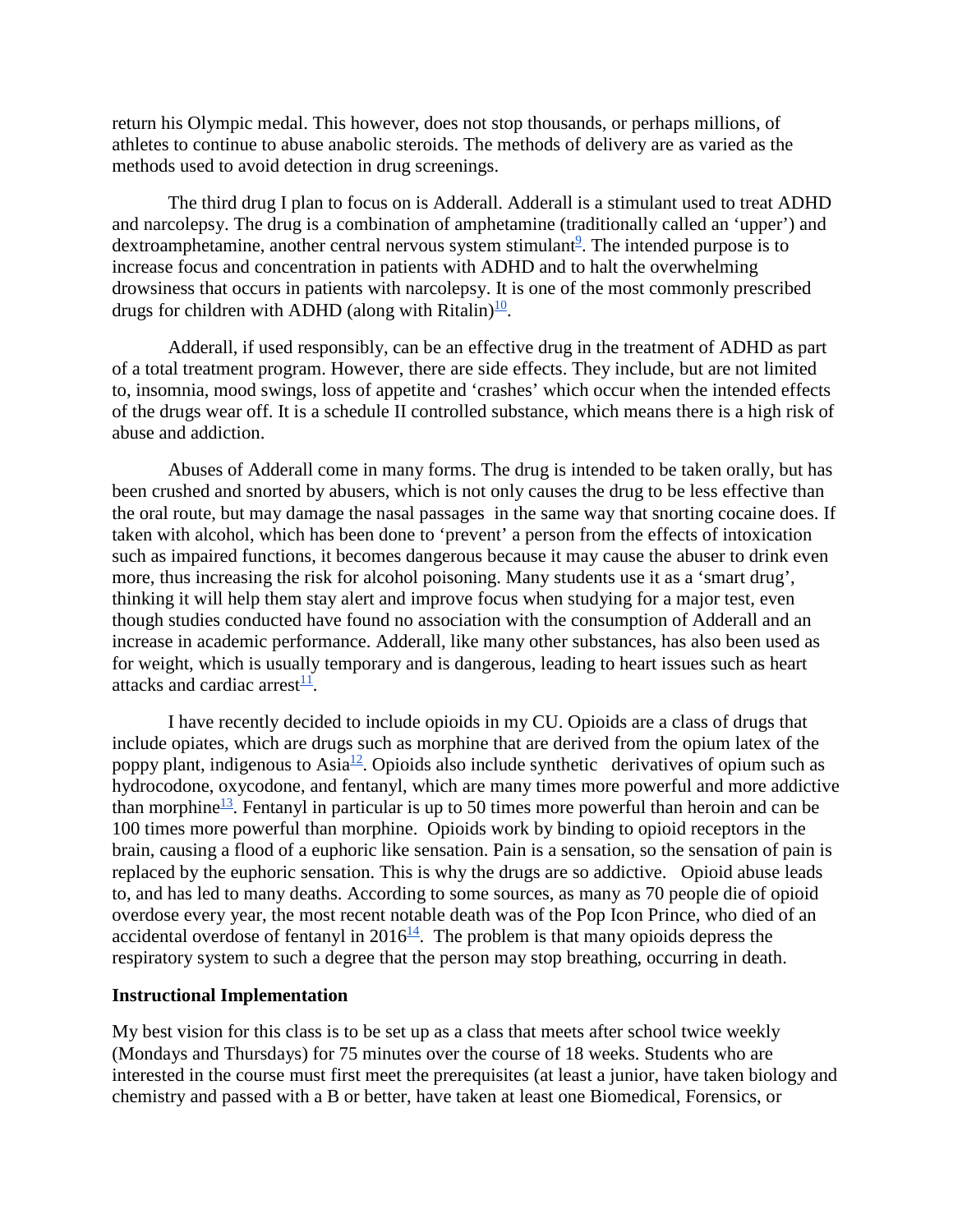return his Olympic medal. This however, does not stop thousands, or perhaps millions, of athletes to continue to abuse anabolic steroids. The methods of delivery are as varied as the methods used to avoid detection in drug screenings.

The third drug I plan to focus on is Adderall. Adderall is a stimulant used to treat ADHD and narcolepsy. The drug is a combination of amphetamine (traditionally called an 'upper') and dextroamphetamine, another central nervous system stimulant[9]. The intended purpose is to increase focus and concentration in patients with ADHD and to halt the overwhelming drowsiness that occurs in patients with narcolepsy. It is one of the most commonly prescribed drugs for children with ADHD (along with Ritalin)[10].

Adderall, if used responsibly, can be an effective drug in the treatment of ADHD as part of a total treatment program. However, there are side effects. They include, but are not limited to, insomnia, mood swings, loss of appetite and 'crashes' which occur when the intended effects of the drugs wear off. It is a schedule II controlled substance, which means there is a high risk of abuse and addiction.

Abuses of Adderall come in many forms. The drug is intended to be taken orally, but has been crushed and snorted by abusers, which is not only causes the drug to be less effective than the oral route, but may damage the nasal passages in the same way that snorting cocaine does. If taken with alcohol, which has been done to 'prevent' a person from the effects of intoxication such as impaired functions, it becomes dangerous because it may cause the abuser to drink even more, thus increasing the risk for alcohol poisoning. Many students use it as a 'smart drug', thinking it will help them stay alert and improve focus when studying for a major test, even though studies conducted have found no association with the consumption of Adderall and an increase in academic performance. Adderall, like many other substances, has also been used as for weight, which is usually temporary and is dangerous, leading to heart issues such as heart attacks and cardiac arrest[11].

I have recently decided to include opioids in my CU. Opioids are a class of drugs that include opiates, which are drugs such as morphine that are derived from the opium latex of the poppy plant, indigenous to Asia[12]. Opioids also include synthetic derivatives of opium such as hydrocodone, oxycodone, and fentanyl, which are many times more powerful and more addictive than morphine[13]. Fentanyl in particular is up to 50 times more powerful than heroin and can be 100 times more powerful than morphine. Opioids work by binding to opioid receptors in the brain, causing a flood of a euphoric like sensation. Pain is a sensation, so the sensation of pain is replaced by the euphoric sensation. This is why the drugs are so addictive. Opioid abuse leads to, and has led to many deaths. According to some sources, as many as 70 people die of opioid overdose every year, the most recent notable death was of the Pop Icon Prince, who died of an accidental overdose of fentanyl in 2016[14]. The problem is that many opioids depress the respiratory system to such a degree that the person may stop breathing, occurring in death.

**Instructional Implementation**

My best vision for this class is to be set up as a class that meets after school twice weekly (Mondays and Thursdays) for 75 minutes over the course of 18 weeks. Students who are interested in the course must first meet the prerequisites (at least a junior, have taken biology and chemistry and passed with a B or better, have taken at least one Biomedical, Forensics, or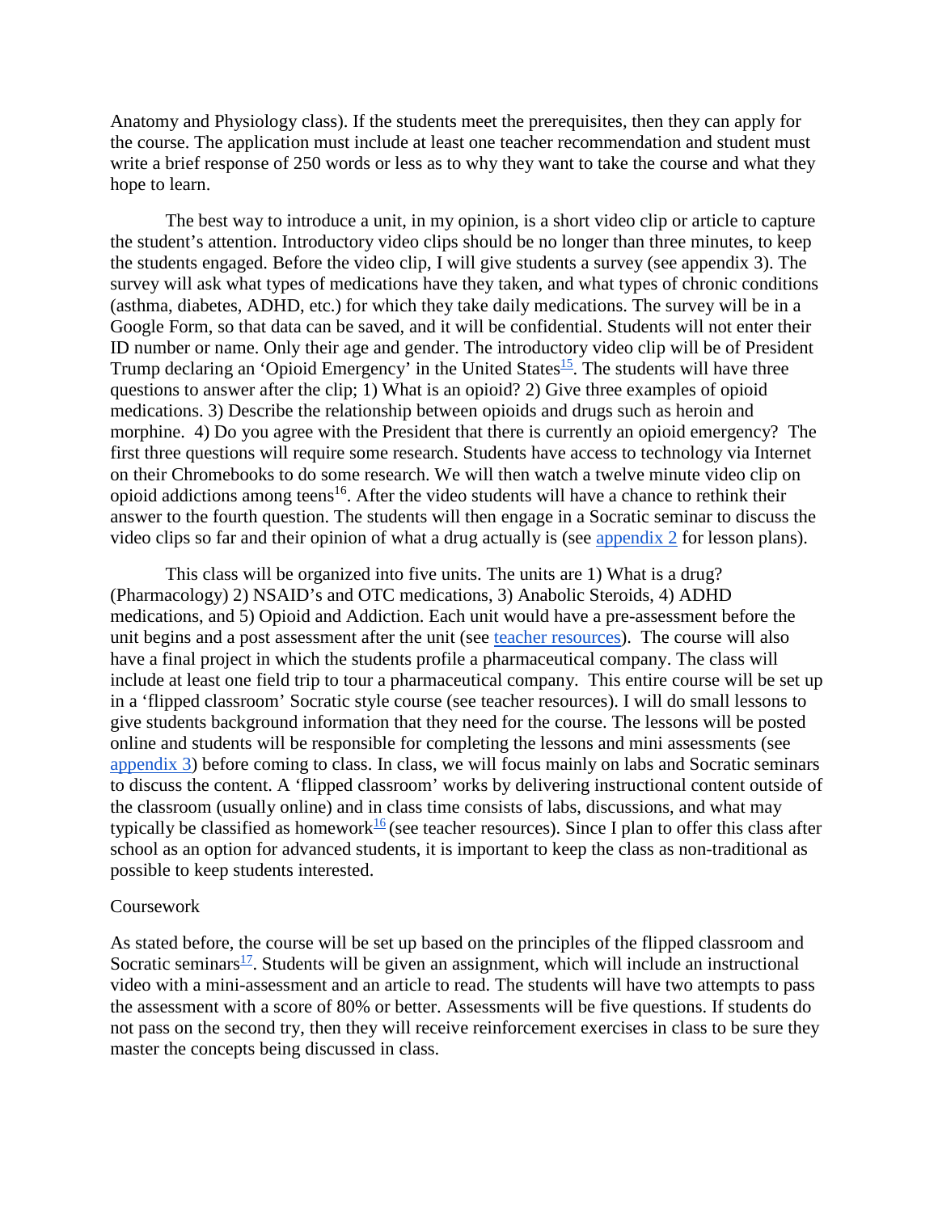Anatomy and Physiology class). If the students meet the prerequisites, then they can apply for the course. The application must include at least one teacher recommendation and student must write a brief response of 250 words or less as to why they want to take the course and what they hope to learn.

The best way to introduce a unit, in my opinion, is a short video clip or article to capture the student's attention. Introductory video clips should be no longer than three minutes, to keep the students engaged. Before the video clip, I will give students a survey (see appendix 3). The survey will ask what types of medications have they taken, and what types of chronic conditions (asthma, diabetes, ADHD, etc.) for which they take daily medications. The survey will be in a Google Form, so that data can be saved, and it will be confidential. Students will not enter their ID number or name. Only their age and gender. The introductory video clip will be of President Trump declaring an 'Opioid Emergency' in the United States[15]. The students will have three questions to answer after the clip; 1) What is an opioid? 2) Give three examples of opioid medications. 3) Describe the relationship between opioids and drugs such as heroin and morphine. 4) Do you agree with the President that there is currently an opioid emergency? The first three questions will require some research. Students have access to technology via Internet on their Chromebooks to do some research. We will then watch a twelve minute video clip on opioid addictions among teens[16]. After the video students will have a chance to rethink their answer to the fourth question. The students will then engage in a Socratic seminar to discuss the video clips so far and their opinion of what a drug actually is (see appendix 2 for lesson plans).

This class will be organized into five units. The units are 1) What is a drug? (Pharmacology) 2) NSAID's and OTC medications, 3) Anabolic Steroids, 4) ADHD medications, and 5) Opioid and Addiction. Each unit would have a pre-assessment before the unit begins and a post assessment after the unit (see teacher resources). The course will also have a final project in which the students profile a pharmaceutical company. The class will include at least one field trip to tour a pharmaceutical company. This entire course will be set up in a 'flipped classroom' Socratic style course (see teacher resources). I will do small lessons to give students background information that they need for the course. The lessons will be posted online and students will be responsible for completing the lessons and mini assessments (see appendix 3) before coming to class. In class, we will focus mainly on labs and Socratic seminars to discuss the content. A 'flipped classroom' works by delivering instructional content outside of the classroom (usually online) and in class time consists of labs, discussions, and what may typically be classified as homework[16] (see teacher resources). Since I plan to offer this class after school as an option for advanced students, it is important to keep the class as non-traditional as possible to keep students interested.

Coursework

As stated before, the course will be set up based on the principles of the flipped classroom and Socratic seminars[17]. Students will be given an assignment, which will include an instructional video with a mini-assessment and an article to read. The students will have two attempts to pass the assessment with a score of 80% or better. Assessments will be five questions. If students do not pass on the second try, then they will receive reinforcement exercises in class to be sure they master the concepts being discussed in class.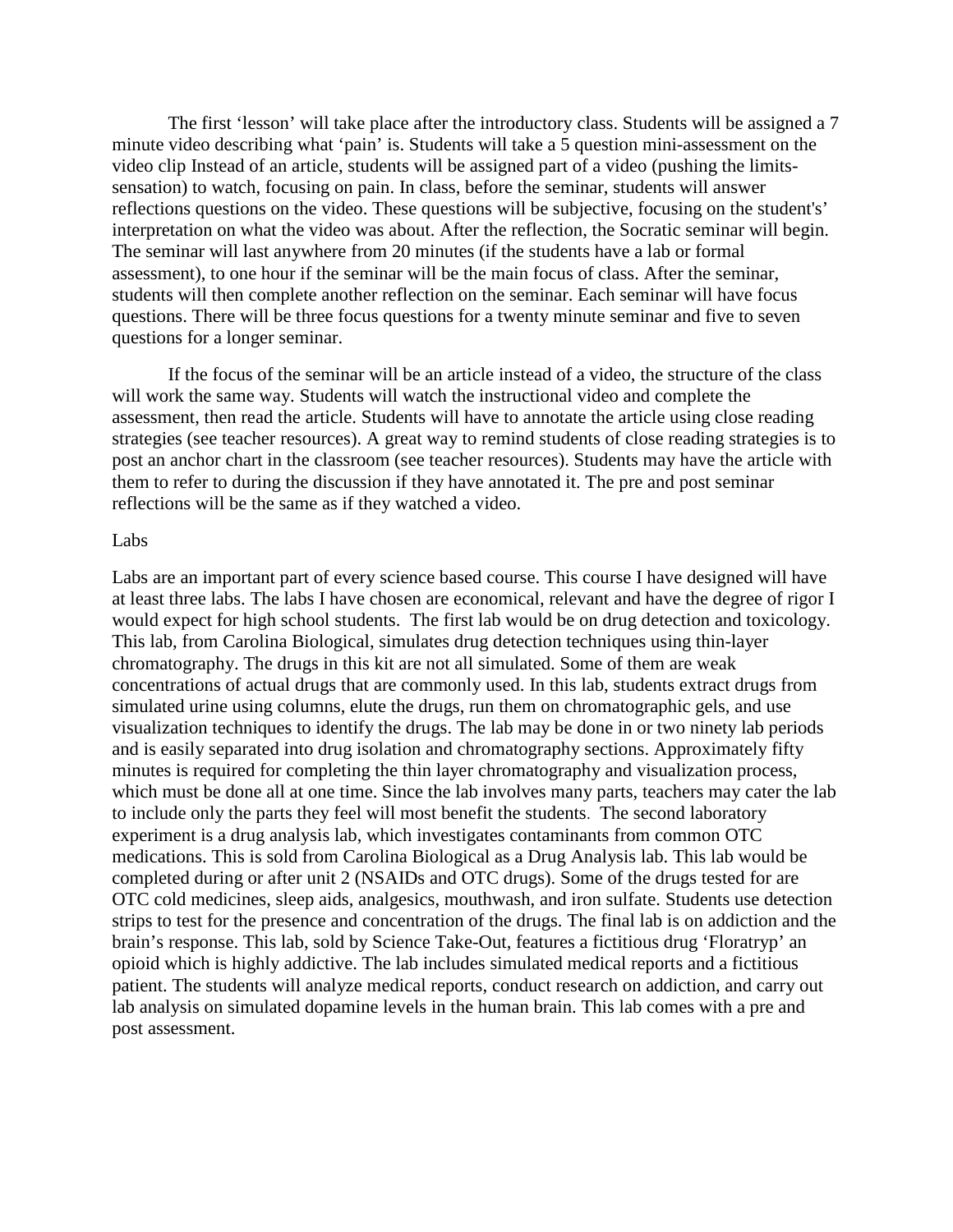The first 'lesson' will take place after the introductory class. Students will be assigned a 7 minute video describing what 'pain' is. Students will take a 5 question mini-assessment on the video clip Instead of an article, students will be assigned part of a video (pushing the limits-sensation) to watch, focusing on pain. In class, before the seminar, students will answer reflections questions on the video. These questions will be subjective, focusing on the student's' interpretation on what the video was about. After the reflection, the Socratic seminar will begin. The seminar will last anywhere from 20 minutes (if the students have a lab or formal assessment), to one hour if the seminar will be the main focus of class. After the seminar, students will then complete another reflection on the seminar. Each seminar will have focus questions. There will be three focus questions for a twenty minute seminar and five to seven questions for a longer seminar.

If the focus of the seminar will be an article instead of a video, the structure of the class will work the same way. Students will watch the instructional video and complete the assessment, then read the article. Students will have to annotate the article using close reading strategies (see teacher resources). A great way to remind students of close reading strategies is to post an anchor chart in the classroom (see teacher resources). Students may have the article with them to refer to during the discussion if they have annotated it. The pre and post seminar reflections will be the same as if they watched a video.

Labs

Labs are an important part of every science based course. This course I have designed will have at least three labs. The labs I have chosen are economical, relevant and have the degree of rigor I would expect for high school students. The first lab would be on drug detection and toxicology. This lab, from Carolina Biological, simulates drug detection techniques using thin-layer chromatography. The drugs in this kit are not all simulated. Some of them are weak concentrations of actual drugs that are commonly used. In this lab, students extract drugs from simulated urine using columns, elute the drugs, run them on chromatographic gels, and use visualization techniques to identify the drugs. The lab may be done in or two ninety lab periods and is easily separated into drug isolation and chromatography sections. Approximately fifty minutes is required for completing the thin layer chromatography and visualization process, which must be done all at one time. Since the lab involves many parts, teachers may cater the lab to include only the parts they feel will most benefit the students. The second laboratory experiment is a drug analysis lab, which investigates contaminants from common OTC medications. This is sold from Carolina Biological as a Drug Analysis lab. This lab would be completed during or after unit 2 (NSAIDs and OTC drugs). Some of the drugs tested for are OTC cold medicines, sleep aids, analgesics, mouthwash, and iron sulfate. Students use detection strips to test for the presence and concentration of the drugs. The final lab is on addiction and the brain's response. This lab, sold by Science Take-Out, features a fictitious drug 'Floratryp' an opioid which is highly addictive. The lab includes simulated medical reports and a fictitious patient. The students will analyze medical reports, conduct research on addiction, and carry out lab analysis on simulated dopamine levels in the human brain. This lab comes with a pre and post assessment.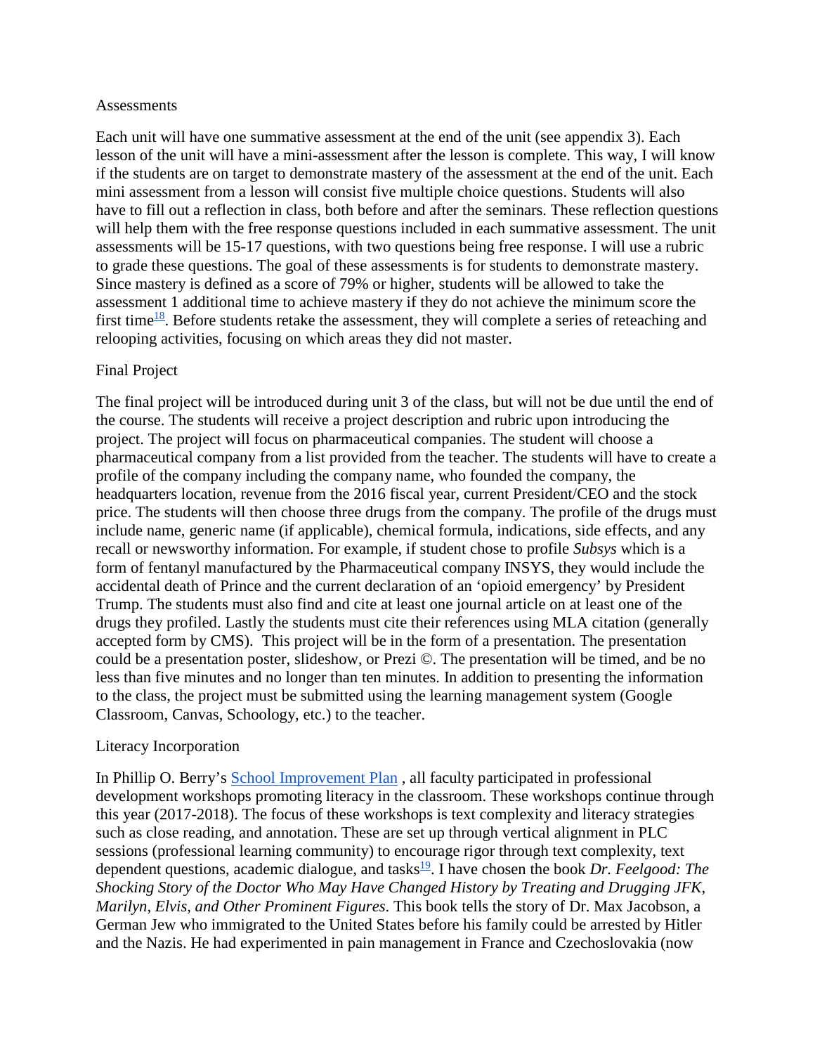## Assessments

Each unit will have one summative assessment at the end of the unit (see appendix 3). Each lesson of the unit will have a mini-assessment after the lesson is complete. This way, I will know if the students are on target to demonstrate mastery of the assessment at the end of the unit. Each mini assessment from a lesson will consist five multiple choice questions. Students will also have to fill out a reflection in class, both before and after the seminars. These reflection questions will help them with the free response questions included in each summative assessment. The unit assessments will be 15-17 questions, with two questions being free response. I will use a rubric to grade these questions. The goal of these assessments is for students to demonstrate mastery. Since mastery is defined as a score of 79% or higher, students will be allowed to take the assessment 1 additional time to achieve mastery if they do not achieve the minimum score the first time[18]. Before students retake the assessment, they will complete a series of reteaching and relooping activities, focusing on which areas they did not master.

## Final Project

The final project will be introduced during unit 3 of the class, but will not be due until the end of the course. The students will receive a project description and rubric upon introducing the project. The project will focus on pharmaceutical companies. The student will choose a pharmaceutical company from a list provided from the teacher. The students will have to create a profile of the company including the company name, who founded the company, the headquarters location, revenue from the 2016 fiscal year, current President/CEO and the stock price. The students will then choose three drugs from the company. The profile of the drugs must include name, generic name (if applicable), chemical formula, indications, side effects, and any recall or newsworthy information. For example, if student chose to profile *Subsys* which is a form of fentanyl manufactured by the Pharmaceutical company INSYS, they would include the accidental death of Prince and the current declaration of an 'opioid emergency' by President Trump. The students must also find and cite at least one journal article on at least one of the drugs they profiled. Lastly the students must cite their references using MLA citation (generally accepted form by CMS). This project will be in the form of a presentation. The presentation could be a presentation poster, slideshow, or Prezi ©. The presentation will be timed, and be no less than five minutes and no longer than ten minutes. In addition to presenting the information to the class, the project must be submitted using the learning management system (Google Classroom, Canvas, Schoology, etc.) to the teacher.

## Literacy Incorporation

In Phillip O. Berry's [School Improvement Plan](), all faculty participated in professional development workshops promoting literacy in the classroom. These workshops continue through this year (2017-2018). The focus of these workshops is text complexity and literacy strategies such as close reading, and annotation. These are set up through vertical alignment in PLC sessions (professional learning community) to encourage rigor through text complexity, text dependent questions, academic dialogue, and tasks[19]. I have chosen the book *Dr. Feelgood: The Shocking Story of the Doctor Who May Have Changed History by Treating and Drugging JFK, Marilyn, Elvis, and Other Prominent Figures.* This book tells the story of Dr. Max Jacobson, a German Jew who immigrated to the United States before his family could be arrested by Hitler and the Nazis. He had experimented in pain management in France and Czechoslovakia (now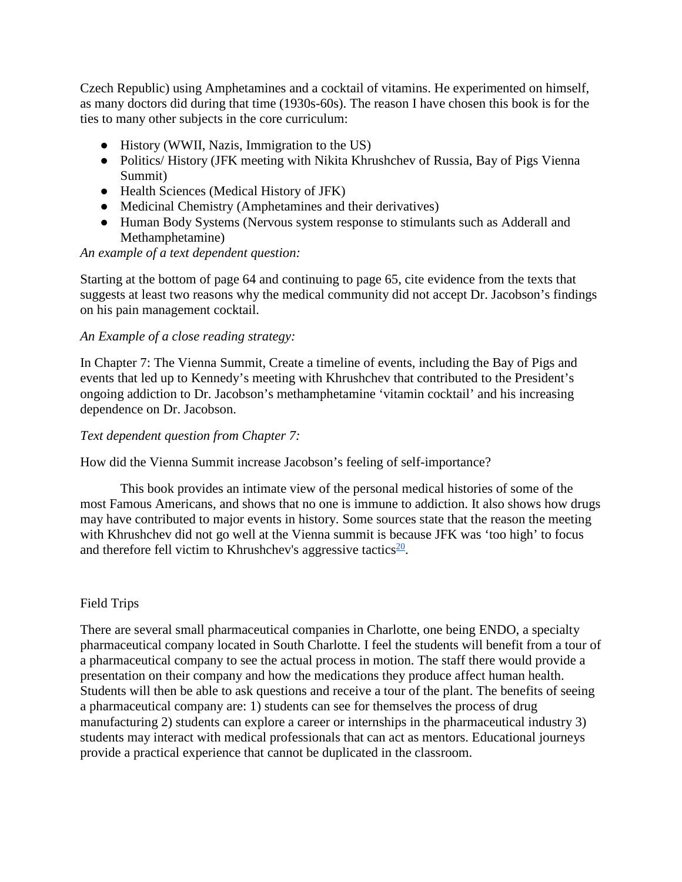Czech Republic) using Amphetamines and a cocktail of vitamins. He experimented on himself, as many doctors did during that time (1930s-60s). The reason I have chosen this book is for the ties to many other subjects in the core curriculum:

- History (WWII, Nazis, Immigration to the US)
- Politics/ History (JFK meeting with Nikita Khrushchev of Russia, Bay of Pigs Vienna Summit)
- Health Sciences (Medical History of JFK)
- Medicinal Chemistry (Amphetamines and their derivatives)
- Human Body Systems (Nervous system response to stimulants such as Adderall and Methamphetamine)

*An example of a text dependent question:*

Starting at the bottom of page 64 and continuing to page 65, cite evidence from the texts that suggests at least two reasons why the medical community did not accept Dr. Jacobson's findings on his pain management cocktail.

*An Example of a close reading strategy:*

In Chapter 7: The Vienna Summit, Create a timeline of events, including the Bay of Pigs and events that led up to Kennedy's meeting with Khrushchev that contributed to the President's ongoing addiction to Dr. Jacobson's methamphetamine 'vitamin cocktail' and his increasing dependence on Dr. Jacobson.

*Text dependent question from Chapter 7:*

How did the Vienna Summit increase Jacobson's feeling of self-importance?

This book provides an intimate view of the personal medical histories of some of the most Famous Americans, and shows that no one is immune to addiction. It also shows how drugs may have contributed to major events in history. Some sources state that the reason the meeting with Khrushchev did not go well at the Vienna summit is because JFK was 'too high' to focus and therefore fell victim to Khrushchev's aggressive tactics[20].

## Field Trips

There are several small pharmaceutical companies in Charlotte, one being ENDO, a specialty pharmaceutical company located in South Charlotte. I feel the students will benefit from a tour of a pharmaceutical company to see the actual process in motion. The staff there would provide a presentation on their company and how the medications they produce affect human health. Students will then be able to ask questions and receive a tour of the plant. The benefits of seeing a pharmaceutical company are: 1) students can see for themselves the process of drug manufacturing 2) students can explore a career or internships in the pharmaceutical industry 3) students may interact with medical professionals that can act as mentors. Educational journeys provide a practical experience that cannot be duplicated in the classroom.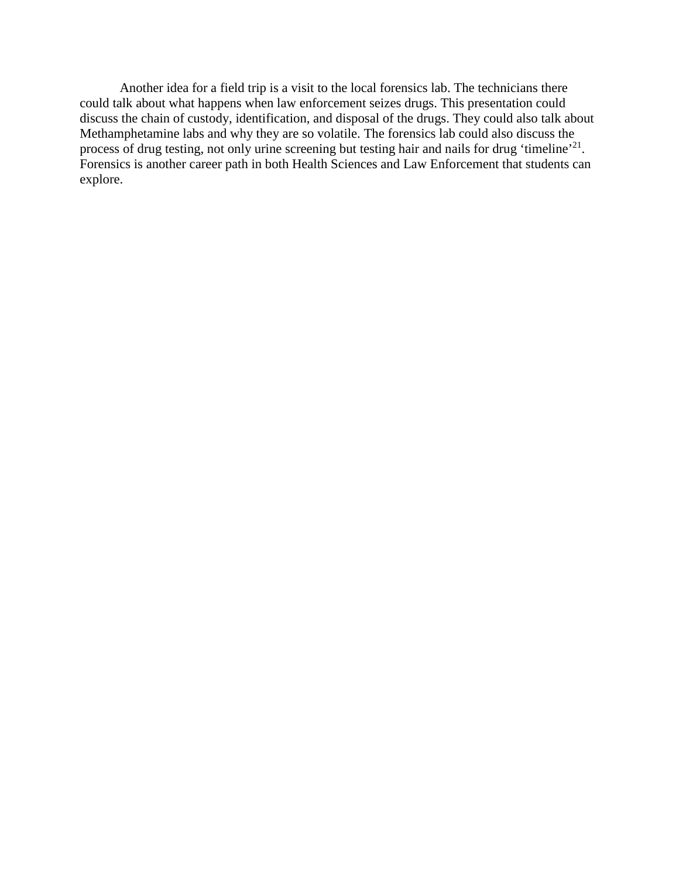Another idea for a field trip is a visit to the local forensics lab. The technicians there could talk about what happens when law enforcement seizes drugs. This presentation could discuss the chain of custody, identification, and disposal of the drugs. They could also talk about Methamphetamine labs and why they are so volatile. The forensics lab could also discuss the process of drug testing, not only urine screening but testing hair and nails for drug 'timeline'[21]. Forensics is another career path in both Health Sciences and Law Enforcement that students can explore.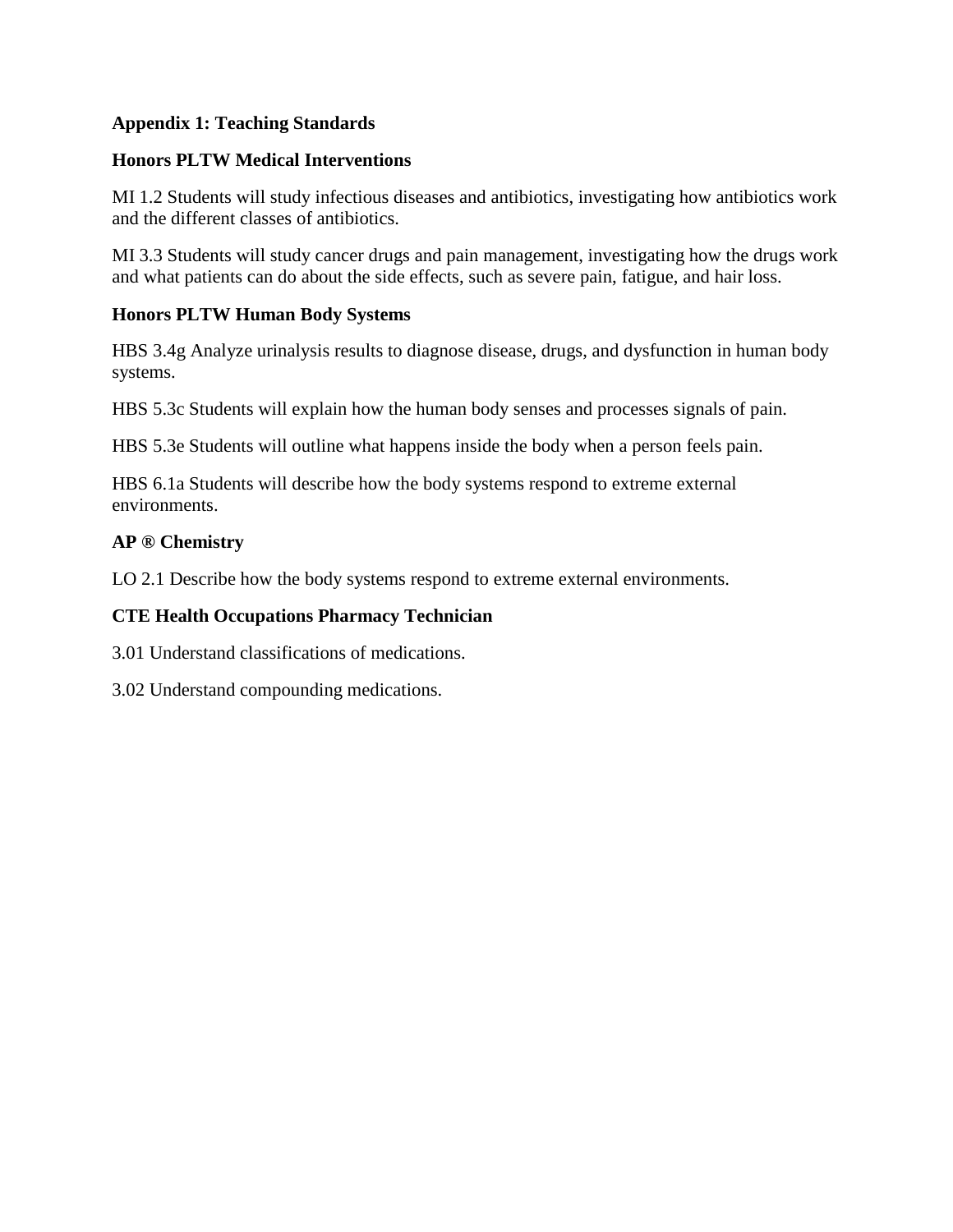**Appendix 1: Teaching Standards**

**Honors PLTW Medical Interventions**

MI 1.2 Students will study infectious diseases and antibiotics, investigating how antibiotics work and the different classes of antibiotics.

MI 3.3 Students will study cancer drugs and pain management, investigating how the drugs work and what patients can do about the side effects, such as severe pain, fatigue, and hair loss.

**Honors PLTW Human Body Systems**

HBS 3.4g Analyze urinalysis results to diagnose disease, drugs, and dysfunction in human body systems.

HBS 5.3c Students will explain how the human body senses and processes signals of pain.

HBS 5.3e Students will outline what happens inside the body when a person feels pain.

HBS 6.1a Students will describe how the body systems respond to extreme external environments.

**AP ® Chemistry**

LO 2.1 Describe how the body systems respond to extreme external environments.

**CTE Health Occupations Pharmacy Technician**

3.01 Understand classifications of medications.

3.02 Understand compounding medications.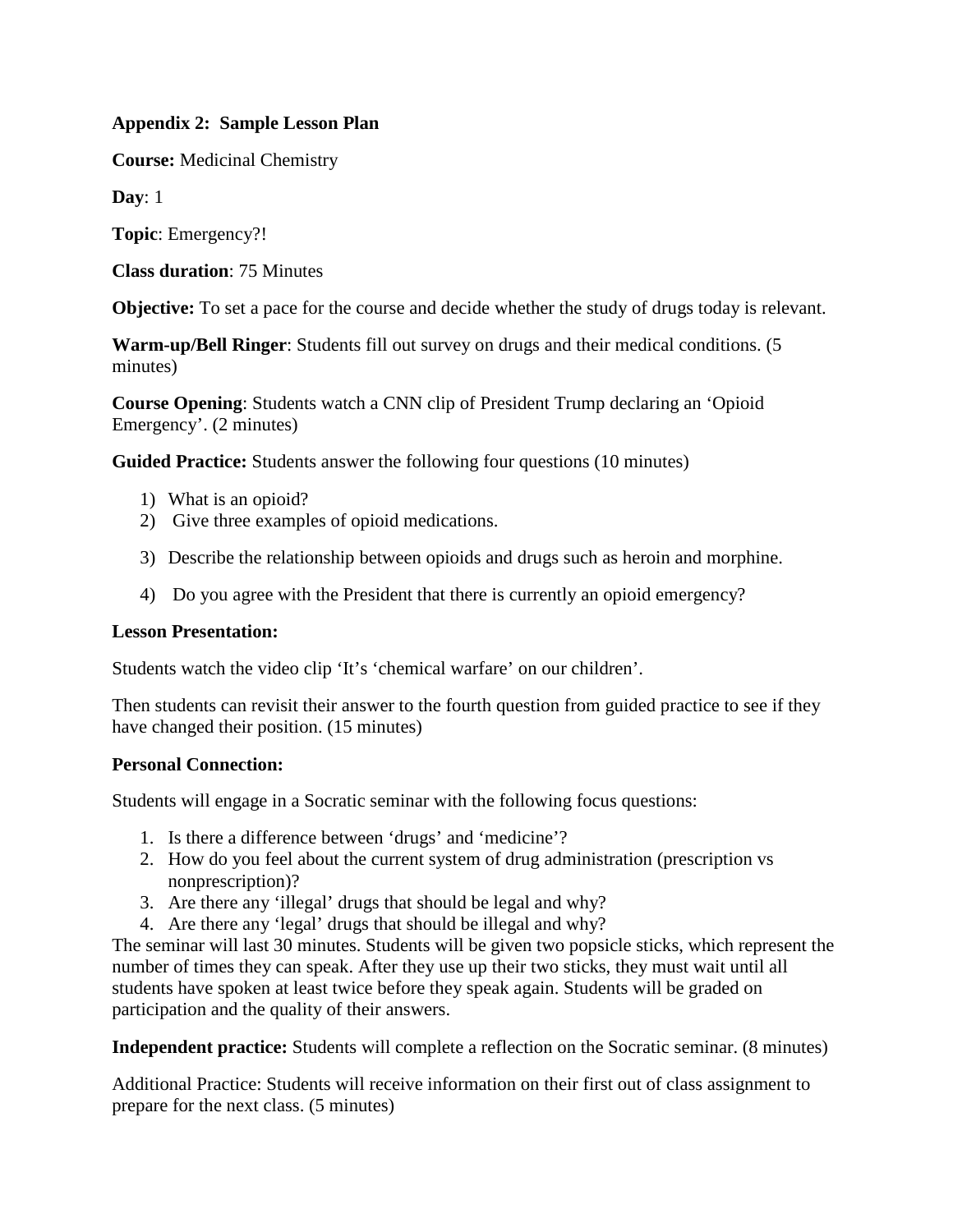**Appendix 2: Sample Lesson Plan**

**Course:** Medicinal Chemistry

**Day**: 1

**Topic**: Emergency?!

**Class duration**: 75 Minutes

**Objective:** To set a pace for the course and decide whether the study of drugs today is relevant.

**Warm-up/Bell Ringer**: Students fill out survey on drugs and their medical conditions. (5 minutes)

**Course Opening**: Students watch a CNN clip of President Trump declaring an 'Opioid Emergency'. (2 minutes)

**Guided Practice:** Students answer the following four questions (10 minutes)

1) What is an opioid?
2) Give three examples of opioid medications.
3) Describe the relationship between opioids and drugs such as heroin and morphine.
4) Do you agree with the President that there is currently an opioid emergency?

**Lesson Presentation:**

Students watch the video clip 'It's 'chemical warfare' on our children'.

Then students can revisit their answer to the fourth question from guided practice to see if they have changed their position. (15 minutes)

**Personal Connection:**

Students will engage in a Socratic seminar with the following focus questions:

1. Is there a difference between 'drugs' and 'medicine'?
2. How do you feel about the current system of drug administration (prescription vs nonprescription)?
3. Are there any 'illegal' drugs that should be legal and why?
4. Are there any 'legal' drugs that should be illegal and why?

The seminar will last 30 minutes. Students will be given two popsicle sticks, which represent the number of times they can speak. After they use up their two sticks, they must wait until all students have spoken at least twice before they speak again. Students will be graded on participation and the quality of their answers.

**Independent practice:** Students will complete a reflection on the Socratic seminar. (8 minutes)

Additional Practice: Students will receive information on their first out of class assignment to prepare for the next class. (5 minutes)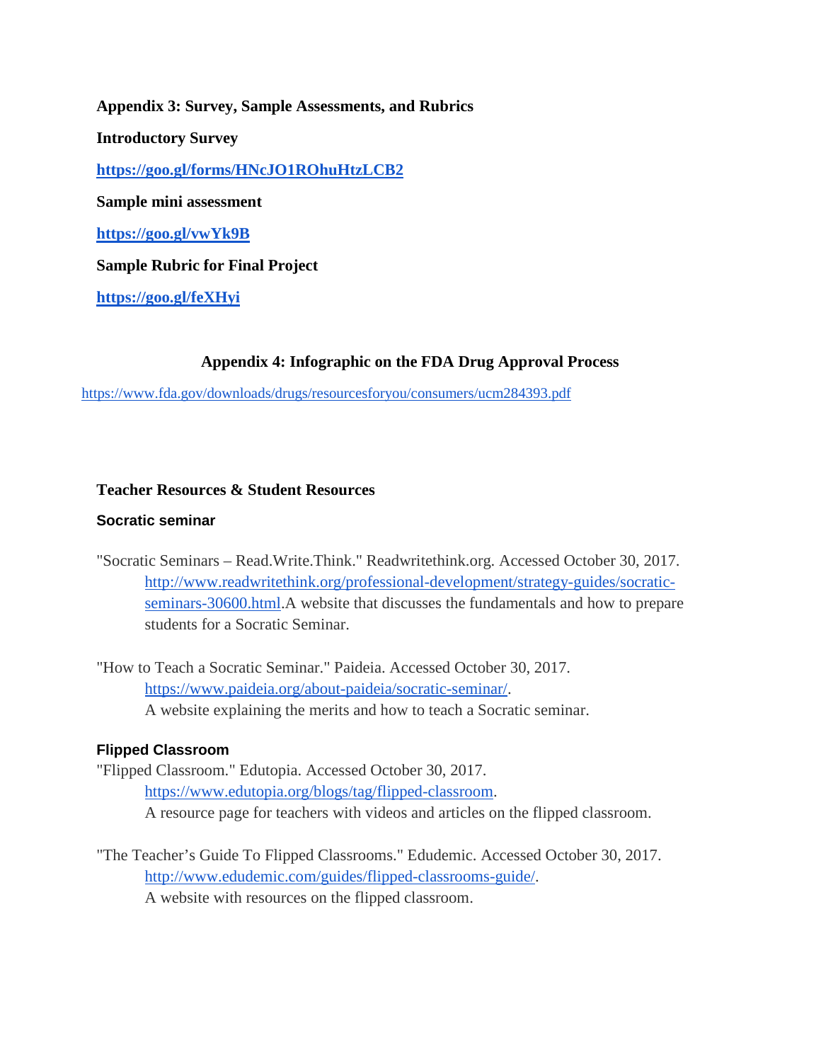**Appendix 3: Survey, Sample Assessments, and Rubrics**

**Introductory Survey**

**https://goo.gl/forms/HNcJO1ROhuHtzLCB2**

**Sample mini assessment**

**https://goo.gl/vwYk9B**

**Sample Rubric for Final Project**

**https://goo.gl/feXHyi**

## Appendix 4: Infographic on the FDA Drug Approval Process

https://www.fda.gov/downloads/drugs/resourcesforyou/consumers/ucm284393.pdf

## Teacher Resources & Student Resources

### Socratic seminar

"Socratic Seminars – Read.Write.Think." Readwritethink.org. Accessed October 30, 2017. http://www.readwritethink.org/professional-development/strategy-guides/socratic-seminars-30600.html.A website that discusses the fundamentals and how to prepare students for a Socratic Seminar.

"How to Teach a Socratic Seminar." Paideia. Accessed October 30, 2017. https://www.paideia.org/about-paideia/socratic-seminar/. A website explaining the merits and how to teach a Socratic seminar.

### Flipped Classroom

"Flipped Classroom." Edutopia. Accessed October 30, 2017. https://www.edutopia.org/blogs/tag/flipped-classroom. A resource page for teachers with videos and articles on the flipped classroom.

"The Teacher's Guide To Flipped Classrooms." Edudemic. Accessed October 30, 2017. http://www.edudemic.com/guides/flipped-classrooms-guide/. A website with resources on the flipped classroom.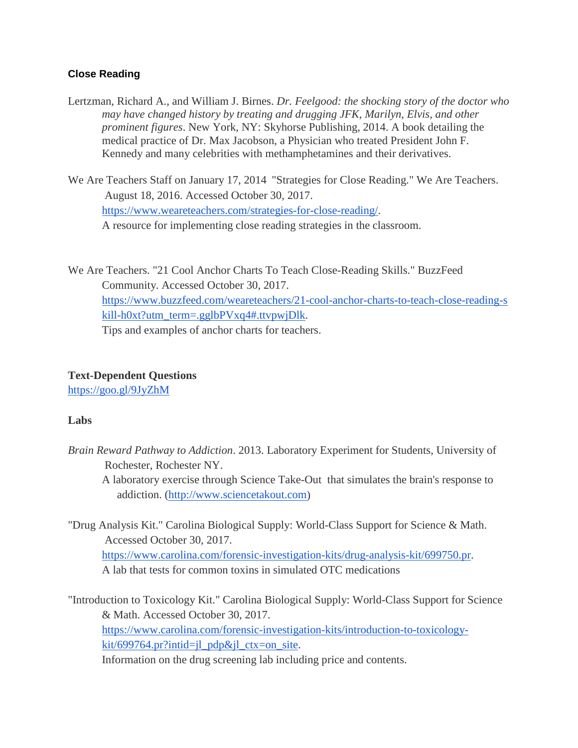**Close Reading**

Lertzman, Richard A., and William J. Birnes. *Dr. Feelgood: the shocking story of the doctor who may have changed history by treating and drugging JFK, Marilyn, Elvis, and other prominent figures*. New York, NY: Skyhorse Publishing, 2014. A book detailing the medical practice of Dr. Max Jacobson, a Physician who treated President John F. Kennedy and many celebrities with methamphetamines and their derivatives.

We Are Teachers Staff on January 17, 2014 "Strategies for Close Reading." We Are Teachers. August 18, 2016. Accessed October 30, 2017. https://www.weareteachers.com/strategies-for-close-reading/. A resource for implementing close reading strategies in the classroom.

We Are Teachers. "21 Cool Anchor Charts To Teach Close-Reading Skills." BuzzFeed Community. Accessed October 30, 2017. https://www.buzzfeed.com/weareteachers/21-cool-anchor-charts-to-teach-close-reading-skill-h0xt?utm_term=.gglbPVxq4#.ttvpwjDlk. Tips and examples of anchor charts for teachers.

**Text-Dependent Questions**

https://goo.gl/9JyZhM

**Labs**

*Brain Reward Pathway to Addiction*. 2013. Laboratory Experiment for Students, University of Rochester, Rochester NY. A laboratory exercise through Science Take-Out that simulates the brain's response to addiction. (http://www.sciencetakout.com)

"Drug Analysis Kit." Carolina Biological Supply: World-Class Support for Science & Math. Accessed October 30, 2017. https://www.carolina.com/forensic-investigation-kits/drug-analysis-kit/699750.pr. A lab that tests for common toxins in simulated OTC medications

"Introduction to Toxicology Kit." Carolina Biological Supply: World-Class Support for Science & Math. Accessed October 30, 2017. https://www.carolina.com/forensic-investigation-kits/introduction-to-toxicology-kit/699764.pr?intid=jl_pdp&jl_ctx=on_site. Information on the drug screening lab including price and contents.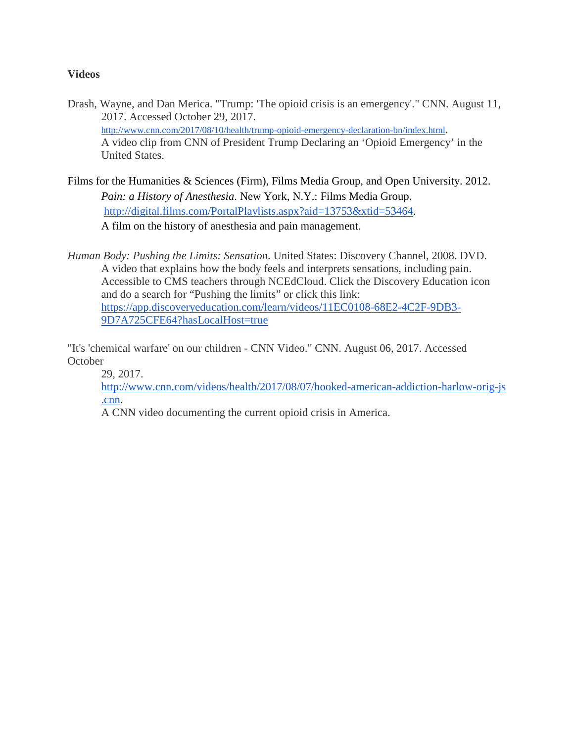**Videos**

Drash, Wayne, and Dan Merica. "Trump: 'The opioid crisis is an emergency'." CNN. August 11, 2017. Accessed October 29, 2017. http://www.cnn.com/2017/08/10/health/trump-opioid-emergency-declaration-bn/index.html.
A video clip from CNN of President Trump Declaring an 'Opioid Emergency' in the United States.

Films for the Humanities & Sciences (Firm), Films Media Group, and Open University. 2012. *Pain: a History of Anesthesia*. New York, N.Y.: Films Media Group. http://digital.films.com/PortalPlaylists.aspx?aid=13753&xtid=53464.
A film on the history of anesthesia and pain management.

*Human Body: Pushing the Limits: Sensation*. United States: Discovery Channel, 2008. DVD.
A video that explains how the body feels and interprets sensations, including pain. Accessible to CMS teachers through NCEdCloud. Click the Discovery Education icon and do a search for "Pushing the limits" or click this link: https://app.discoveryeducation.com/learn/videos/11EC0108-68E2-4C2F-9DB3-9D7A725CFE64?hasLocalHost=true

"It's 'chemical warfare' on our children - CNN Video." CNN. August 06, 2017. Accessed October 29, 2017.
http://www.cnn.com/videos/health/2017/08/07/hooked-american-addiction-harlow-orig-js.cnn.
A CNN video documenting the current opioid crisis in America.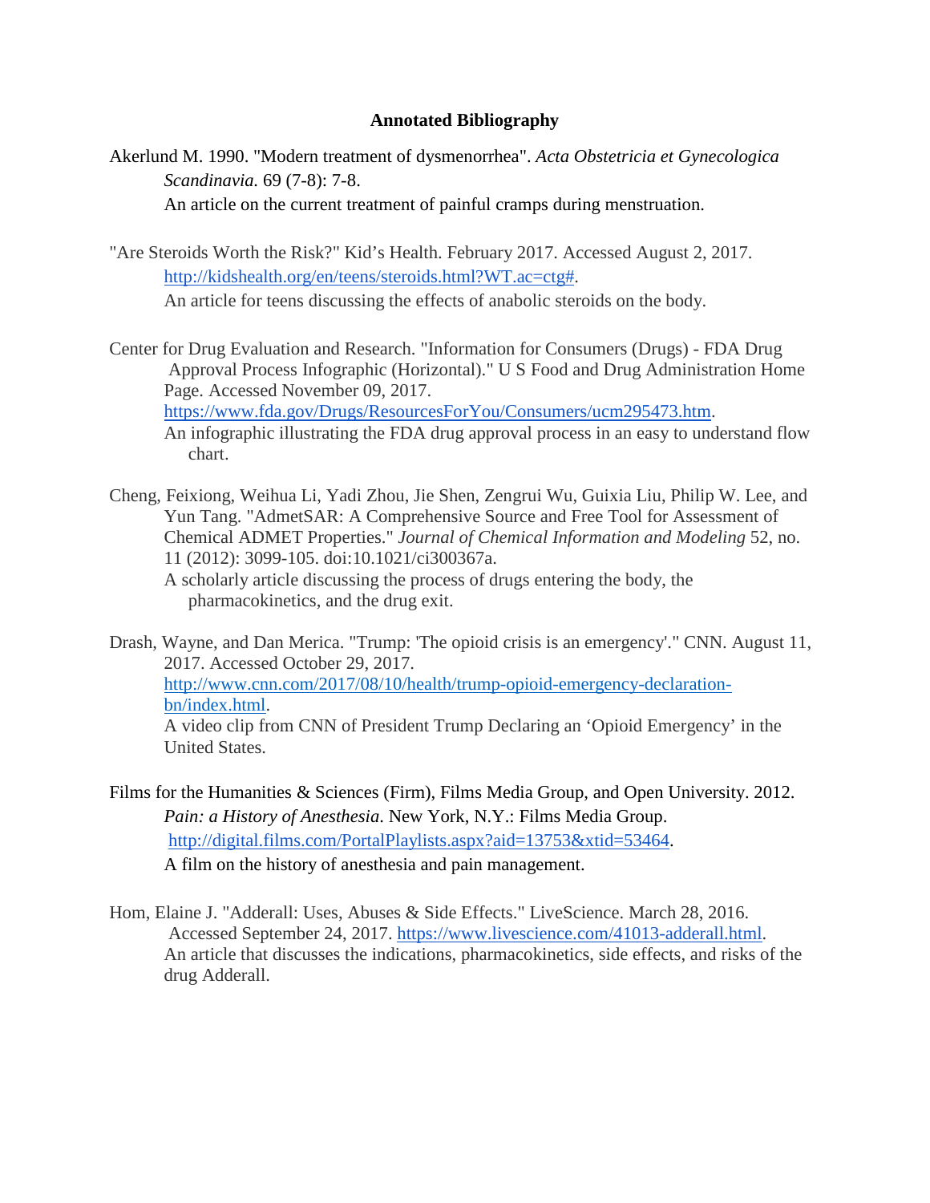## Annotated Bibliography

Akerlund M. 1990. "Modern treatment of dysmenorrhea". *Acta Obstetricia et Gynecologica Scandinavia.* 69 (7-8): 7-8.
An article on the current treatment of painful cramps during menstruation.

"Are Steroids Worth the Risk?" Kid's Health. February 2017. Accessed August 2, 2017. http://kidshealth.org/en/teens/steroids.html?WT.ac=ctg#.
An article for teens discussing the effects of anabolic steroids on the body.

Center for Drug Evaluation and Research. "Information for Consumers (Drugs) - FDA Drug Approval Process Infographic (Horizontal)." U S Food and Drug Administration Home Page. Accessed November 09, 2017. https://www.fda.gov/Drugs/ResourcesForYou/Consumers/ucm295473.htm.
An infographic illustrating the FDA drug approval process in an easy to understand flow chart.

Cheng, Feixiong, Weihua Li, Yadi Zhou, Jie Shen, Zengrui Wu, Guixia Liu, Philip W. Lee, and Yun Tang. "AdmetSAR: A Comprehensive Source and Free Tool for Assessment of Chemical ADMET Properties." *Journal of Chemical Information and Modeling* 52, no. 11 (2012): 3099-105. doi:10.1021/ci300367a.
A scholarly article discussing the process of drugs entering the body, the pharmacokinetics, and the drug exit.

Drash, Wayne, and Dan Merica. "Trump: 'The opioid crisis is an emergency'." CNN. August 11, 2017. Accessed October 29, 2017. http://www.cnn.com/2017/08/10/health/trump-opioid-emergency-declaration-bn/index.html.
A video clip from CNN of President Trump Declaring an 'Opioid Emergency' in the United States.

Films for the Humanities & Sciences (Firm), Films Media Group, and Open University. 2012. *Pain: a History of Anesthesia*. New York, N.Y.: Films Media Group. http://digital.films.com/PortalPlaylists.aspx?aid=13753&xtid=53464.
A film on the history of anesthesia and pain management.

Hom, Elaine J. "Adderall: Uses, Abuses & Side Effects." LiveScience. March 28, 2016. Accessed September 24, 2017. https://www.livescience.com/41013-adderall.html.
An article that discusses the indications, pharmacokinetics, side effects, and risks of the drug Adderall.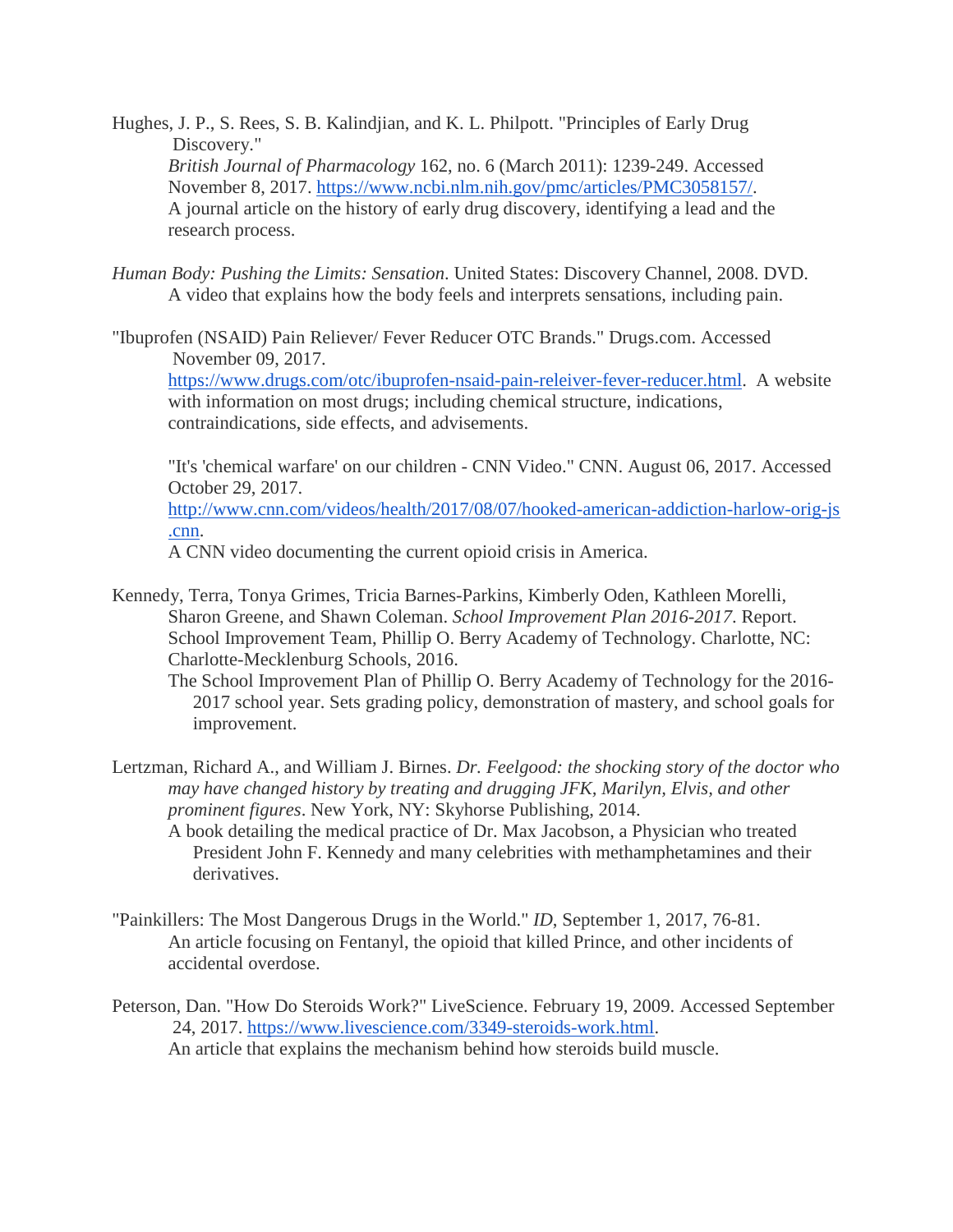Hughes, J. P., S. Rees, S. B. Kalindjian, and K. L. Philpott. "Principles of Early Drug Discovery." *British Journal of Pharmacology* 162, no. 6 (March 2011): 1239-249. Accessed November 8, 2017. https://www.ncbi.nlm.nih.gov/pmc/articles/PMC3058157/. A journal article on the history of early drug discovery, identifying a lead and the research process.

*Human Body: Pushing the Limits: Sensation*. United States: Discovery Channel, 2008. DVD. A video that explains how the body feels and interprets sensations, including pain.

"Ibuprofen (NSAID) Pain Reliever/ Fever Reducer OTC Brands." Drugs.com. Accessed November 09, 2017. https://www.drugs.com/otc/ibuprofen-nsaid-pain-releiver-fever-reducer.html. A website with information on most drugs; including chemical structure, indications, contraindications, side effects, and advisements.

"It's 'chemical warfare' on our children - CNN Video." CNN. August 06, 2017. Accessed October 29, 2017. http://www.cnn.com/videos/health/2017/08/07/hooked-american-addiction-harlow-orig-js.cnn. A CNN video documenting the current opioid crisis in America.

Kennedy, Terra, Tonya Grimes, Tricia Barnes-Parkins, Kimberly Oden, Kathleen Morelli, Sharon Greene, and Shawn Coleman. *School Improvement Plan 2016-2017*. Report. School Improvement Team, Phillip O. Berry Academy of Technology. Charlotte, NC: Charlotte-Mecklenburg Schools, 2016. The School Improvement Plan of Phillip O. Berry Academy of Technology for the 2016-2017 school year. Sets grading policy, demonstration of mastery, and school goals for improvement.

Lertzman, Richard A., and William J. Birnes. *Dr. Feelgood: the shocking story of the doctor who may have changed history by treating and drugging JFK, Marilyn, Elvis, and other prominent figures*. New York, NY: Skyhorse Publishing, 2014. A book detailing the medical practice of Dr. Max Jacobson, a Physician who treated President John F. Kennedy and many celebrities with methamphetamines and their derivatives.

"Painkillers: The Most Dangerous Drugs in the World." *ID*, September 1, 2017, 76-81. An article focusing on Fentanyl, the opioid that killed Prince, and other incidents of accidental overdose.

Peterson, Dan. "How Do Steroids Work?" LiveScience. February 19, 2009. Accessed September 24, 2017. https://www.livescience.com/3349-steroids-work.html. An article that explains the mechanism behind how steroids build muscle.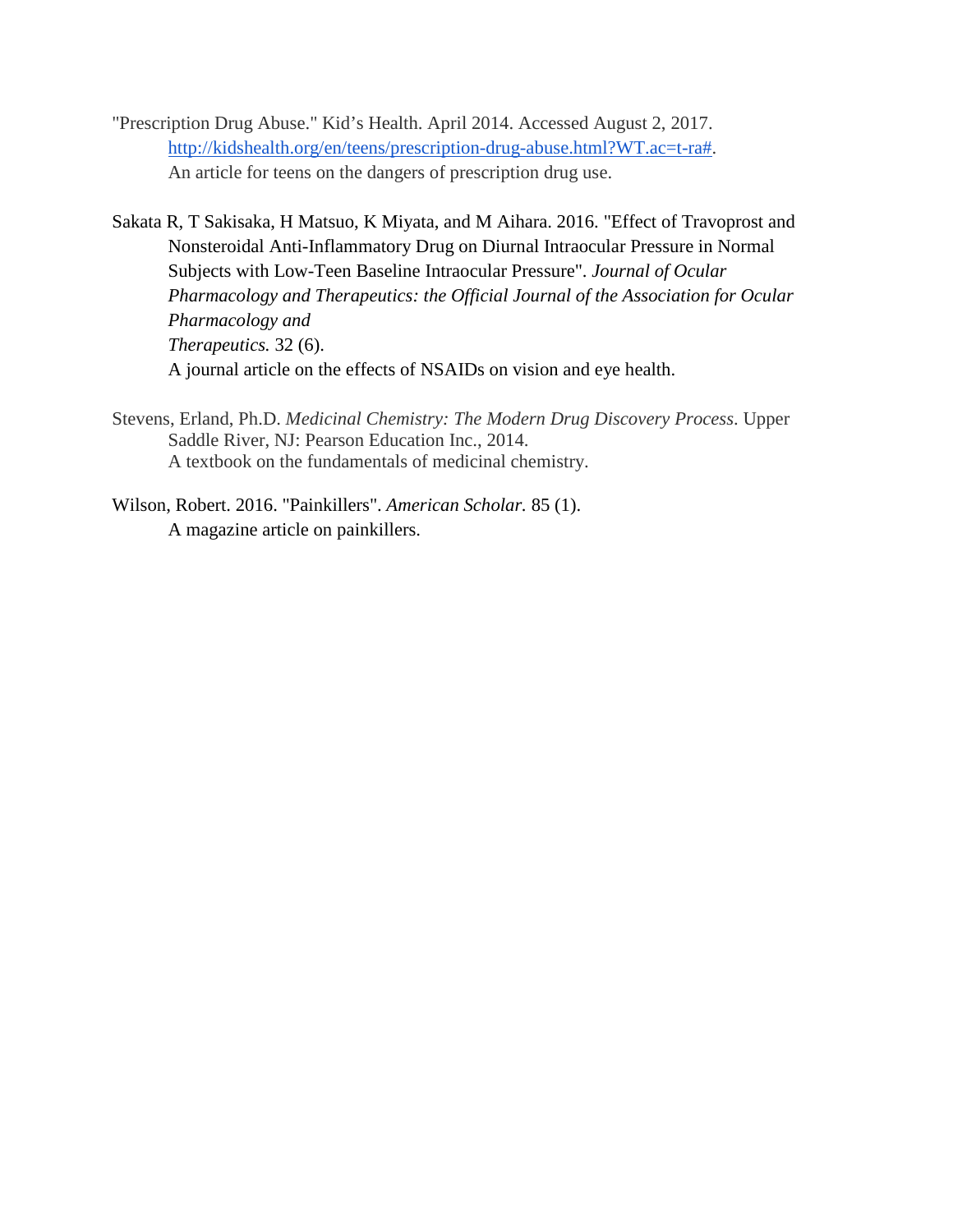"Prescription Drug Abuse." Kid's Health. April 2014. Accessed August 2, 2017. [http://kidshealth.org/en/teens/prescription-drug-abuse.html?WT.ac=t-ra#](http://kidshealth.org/en/teens/prescription-drug-abuse.html?WT.ac=t-ra#).
An article for teens on the dangers of prescription drug use.

Sakata R, T Sakisaka, H Matsuo, K Miyata, and M Aihara. 2016. "Effect of Travoprost and Nonsteroidal Anti-Inflammatory Drug on Diurnal Intraocular Pressure in Normal Subjects with Low-Teen Baseline Intraocular Pressure". *Journal of Ocular Pharmacology and Therapeutics: the Official Journal of the Association for Ocular Pharmacology and Therapeutics.* 32 (6).
A journal article on the effects of NSAIDs on vision and eye health.

Stevens, Erland, Ph.D. *Medicinal Chemistry: The Modern Drug Discovery Process*. Upper Saddle River, NJ: Pearson Education Inc., 2014.
A textbook on the fundamentals of medicinal chemistry.

Wilson, Robert. 2016. "Painkillers". *American Scholar.* 85 (1).
A magazine article on painkillers.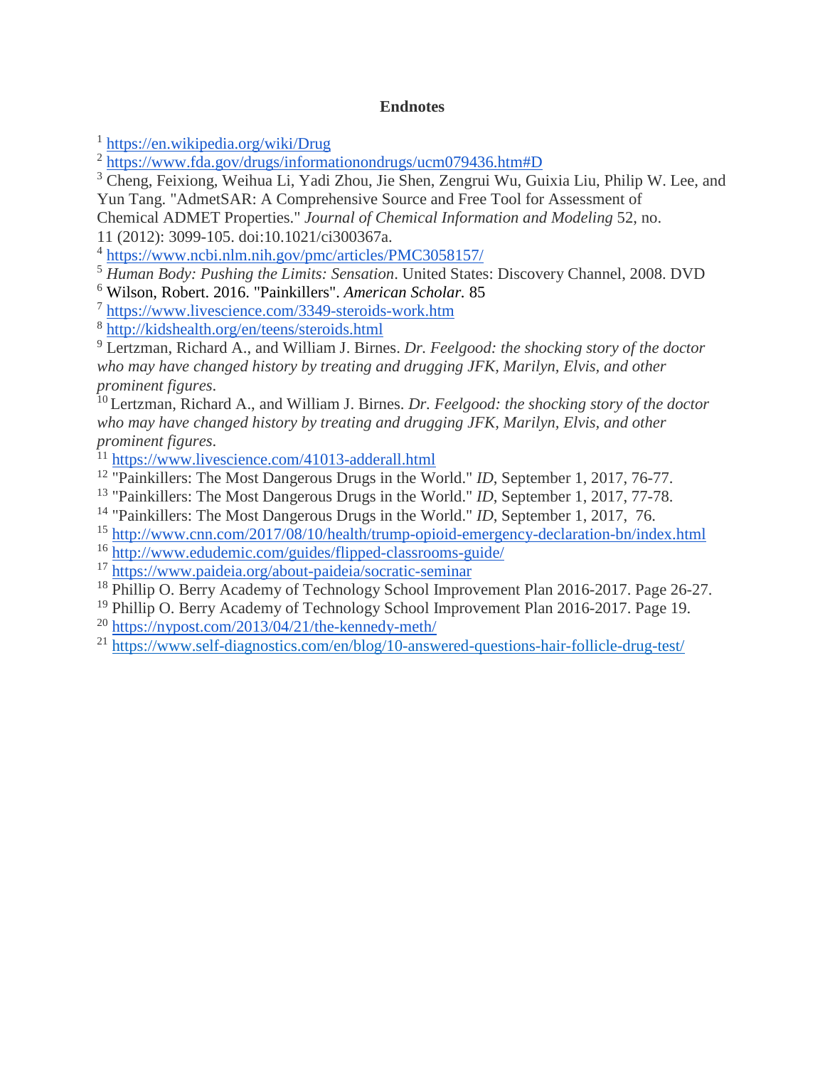# Endnotes

[1] https://en.wikipedia.org/wiki/Drug

[2] https://www.fda.gov/drugs/informationondrugs/ucm079436.htm#D

[3] Cheng, Feixiong, Weihua Li, Yadi Zhou, Jie Shen, Zengrui Wu, Guixia Liu, Philip W. Lee, and Yun Tang. "AdmetSAR: A Comprehensive Source and Free Tool for Assessment of Chemical ADMET Properties." *Journal of Chemical Information and Modeling* 52, no. 11 (2012): 3099-105. doi:10.1021/ci300367a.

[4] https://www.ncbi.nlm.nih.gov/pmc/articles/PMC3058157/

[5] *Human Body: Pushing the Limits: Sensation*. United States: Discovery Channel, 2008. DVD

[6] Wilson, Robert. 2016. "Painkillers". *American Scholar.* 85

[7] https://www.livescience.com/3349-steroids-work.htm

[8] http://kidshealth.org/en/teens/steroids.html

[9] Lertzman, Richard A., and William J. Birnes. *Dr. Feelgood: the shocking story of the doctor who may have changed history by treating and drugging JFK, Marilyn, Elvis, and other prominent figures*.

[10] Lertzman, Richard A., and William J. Birnes. *Dr. Feelgood: the shocking story of the doctor who may have changed history by treating and drugging JFK, Marilyn, Elvis, and other prominent figures*.

[11] https://www.livescience.com/41013-adderall.html

[12] "Painkillers: The Most Dangerous Drugs in the World." *ID*, September 1, 2017, 76-77.

[13] "Painkillers: The Most Dangerous Drugs in the World." *ID*, September 1, 2017, 77-78.

[14] "Painkillers: The Most Dangerous Drugs in the World." *ID*, September 1, 2017, 76.

[15] http://www.cnn.com/2017/08/10/health/trump-opioid-emergency-declaration-bn/index.html

[16] http://www.edudemic.com/guides/flipped-classrooms-guide/

[17] https://www.paideia.org/about-paideia/socratic-seminar

[18] Phillip O. Berry Academy of Technology School Improvement Plan 2016-2017. Page 26-27.

[19] Phillip O. Berry Academy of Technology School Improvement Plan 2016-2017. Page 19.

[20] https://nypost.com/2013/04/21/the-kennedy-meth/

[21] https://www.self-diagnostics.com/en/blog/10-answered-questions-hair-follicle-drug-test/